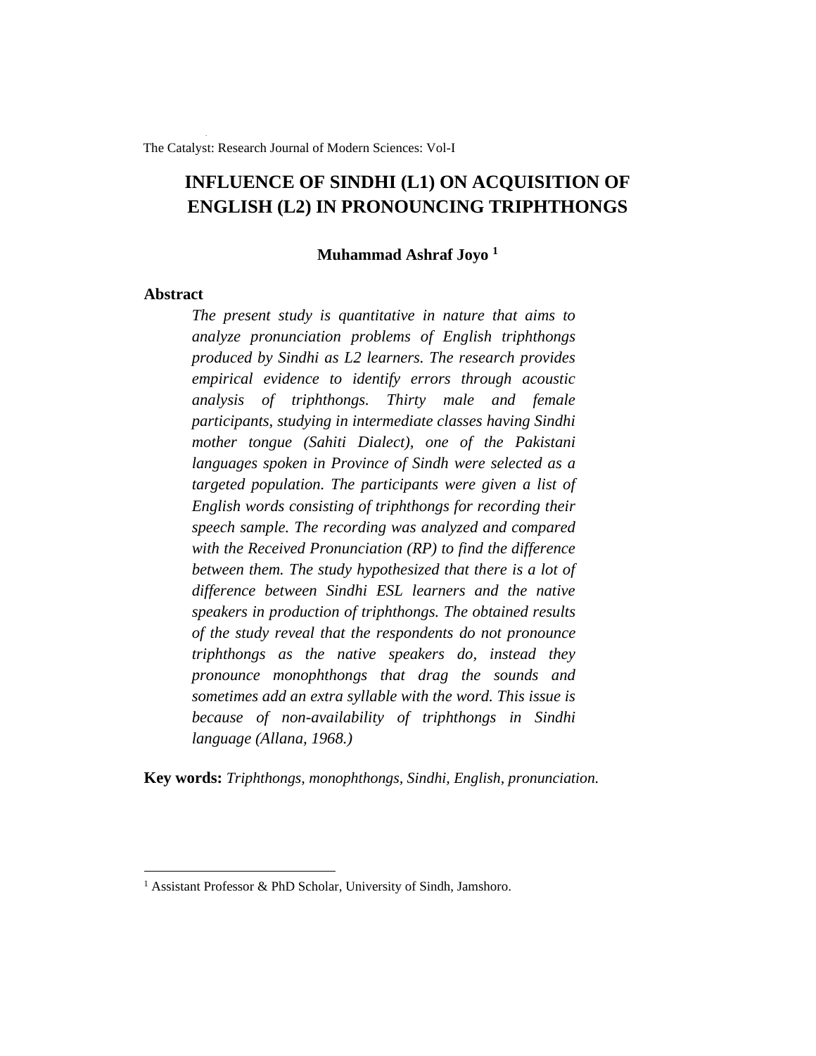# INFLUENCE OF SINDHI (L1) ON ACQUISITION OF ENGLISH (L2) IN PRONOUNCING TRIPHTHONGS

**Muhammad Ashraf Joyo [1]**

## Abstract

*The present study is quantitative in nature that aims to analyze pronunciation problems of English triphthongs produced by Sindhi as L2 learners. The research provides empirical evidence to identify errors through acoustic analysis of triphthongs. Thirty male and female participants, studying in intermediate classes having Sindhi mother tongue (Sahiti Dialect), one of the Pakistani languages spoken in Province of Sindh were selected as a targeted population. The participants were given a list of English words consisting of triphthongs for recording their speech sample. The recording was analyzed and compared with the Received Pronunciation (RP) to find the difference between them. The study hypothesized that there is a lot of difference between Sindhi ESL learners and the native speakers in production of triphthongs. The obtained results of the study reveal that the respondents do not pronounce triphthongs as the native speakers do, instead they pronounce monophthongs that drag the sounds and sometimes add an extra syllable with the word. This issue is because of non-availability of triphthongs in Sindhi language (Allana, 1968.)*

**Key words:** *Triphthongs, monophthongs, Sindhi, English, pronunciation.*

---

[1] Assistant Professor & PhD Scholar, University of Sindh, Jamshoro.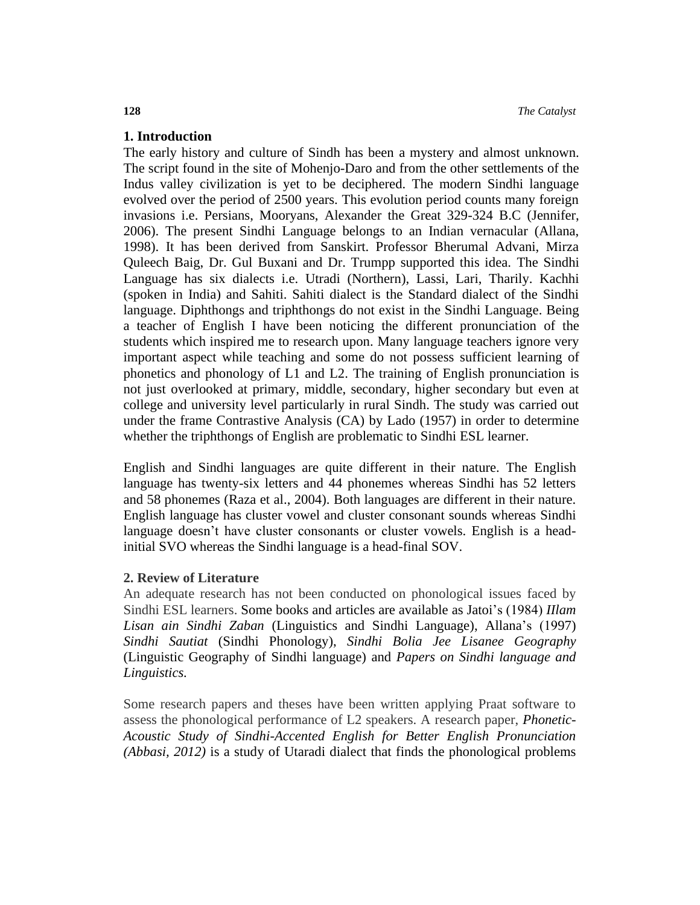## 1. Introduction

The early history and culture of Sindh has been a mystery and almost unknown. The script found in the site of Mohenjo-Daro and from the other settlements of the Indus valley civilization is yet to be deciphered. The modern Sindhi language evolved over the period of 2500 years. This evolution period counts many foreign invasions i.e. Persians, Mooryans, Alexander the Great 329-324 B.C (Jennifer, 2006). The present Sindhi Language belongs to an Indian vernacular (Allana, 1998). It has been derived from Sanskirt. Professor Bherumal Advani, Mirza Quleech Baig, Dr. Gul Buxani and Dr. Trumpp supported this idea. The Sindhi Language has six dialects i.e. Utradi (Northern), Lassi, Lari, Tharily. Kachhi (spoken in India) and Sahiti. Sahiti dialect is the Standard dialect of the Sindhi language. Diphthongs and triphthongs do not exist in the Sindhi Language. Being a teacher of English I have been noticing the different pronunciation of the students which inspired me to research upon. Many language teachers ignore very important aspect while teaching and some do not possess sufficient learning of phonetics and phonology of L1 and L2. The training of English pronunciation is not just overlooked at primary, middle, secondary, higher secondary but even at college and university level particularly in rural Sindh. The study was carried out under the frame Contrastive Analysis (CA) by Lado (1957) in order to determine whether the triphthongs of English are problematic to Sindhi ESL learner.

English and Sindhi languages are quite different in their nature. The English language has twenty-six letters and 44 phonemes whereas Sindhi has 52 letters and 58 phonemes (Raza et al., 2004). Both languages are different in their nature. English language has cluster vowel and cluster consonant sounds whereas Sindhi language doesn't have cluster consonants or cluster vowels. English is a head-initial SVO whereas the Sindhi language is a head-final SOV.

## 2. Review of Literature

An adequate research has not been conducted on phonological issues faced by Sindhi ESL learners. Some books and articles are available as Jatoi's (1984) *IIlam Lisan ain Sindhi Zaban* (Linguistics and Sindhi Language), Allana's (1997) *Sindhi Sautiat* (Sindhi Phonology), *Sindhi Bolia Jee Lisanee Geography* (Linguistic Geography of Sindhi language) and *Papers on Sindhi language and Linguistics.*

Some research papers and theses have been written applying Praat software to assess the phonological performance of L2 speakers. A research paper, *Phonetic-Acoustic Study of Sindhi-Accented English for Better English Pronunciation (Abbasi, 2012)* is a study of Utaradi dialect that finds the phonological problems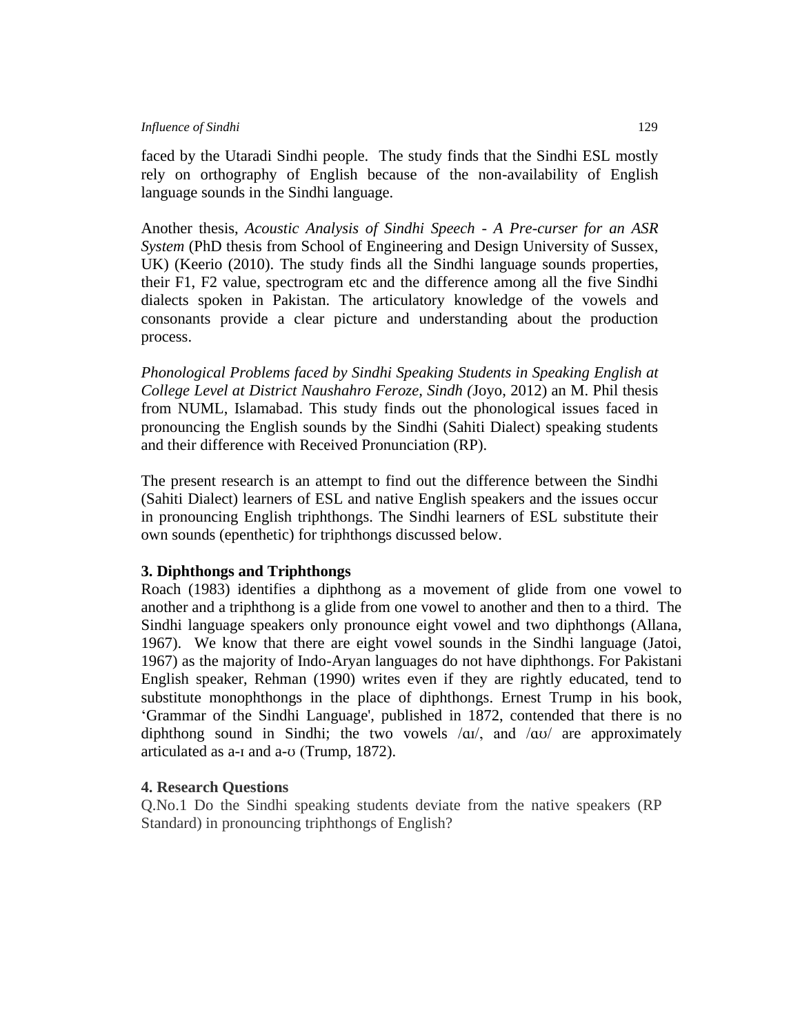faced by the Utaradi Sindhi people. The study finds that the Sindhi ESL mostly rely on orthography of English because of the non-availability of English language sounds in the Sindhi language.

Another thesis, *Acoustic Analysis of Sindhi Speech - A Pre-curser for an ASR System* (PhD thesis from School of Engineering and Design University of Sussex, UK) (Keerio (2010). The study finds all the Sindhi language sounds properties, their F1, F2 value, spectrogram etc and the difference among all the five Sindhi dialects spoken in Pakistan. The articulatory knowledge of the vowels and consonants provide a clear picture and understanding about the production process.

*Phonological Problems faced by Sindhi Speaking Students in Speaking English at College Level at District Naushahro Feroze, Sindh (*Joyo, 2012) an M. Phil thesis from NUML, Islamabad. This study finds out the phonological issues faced in pronouncing the English sounds by the Sindhi (Sahiti Dialect) speaking students and their difference with Received Pronunciation (RP).

The present research is an attempt to find out the difference between the Sindhi (Sahiti Dialect) learners of ESL and native English speakers and the issues occur in pronouncing English triphthongs. The Sindhi learners of ESL substitute their own sounds (epenthetic) for triphthongs discussed below.

## 3. Diphthongs and Triphthongs

Roach (1983) identifies a diphthong as a movement of glide from one vowel to another and a triphthong is a glide from one vowel to another and then to a third. The Sindhi language speakers only pronounce eight vowel and two diphthongs (Allana, 1967). We know that there are eight vowel sounds in the Sindhi language (Jatoi, 1967) as the majority of Indo-Aryan languages do not have diphthongs. For Pakistani English speaker, Rehman (1990) writes even if they are rightly educated, tend to substitute monophthongs in the place of diphthongs. Ernest Trump in his book, 'Grammar of the Sindhi Language', published in 1872, contended that there is no diphthong sound in Sindhi; the two vowels /ɑɪ/, and /ɑʊ/ are approximately articulated as a-ɪ and a-ʊ (Trump, 1872).

## 4. Research Questions

Q.No.1 Do the Sindhi speaking students deviate from the native speakers (RP Standard) in pronouncing triphthongs of English?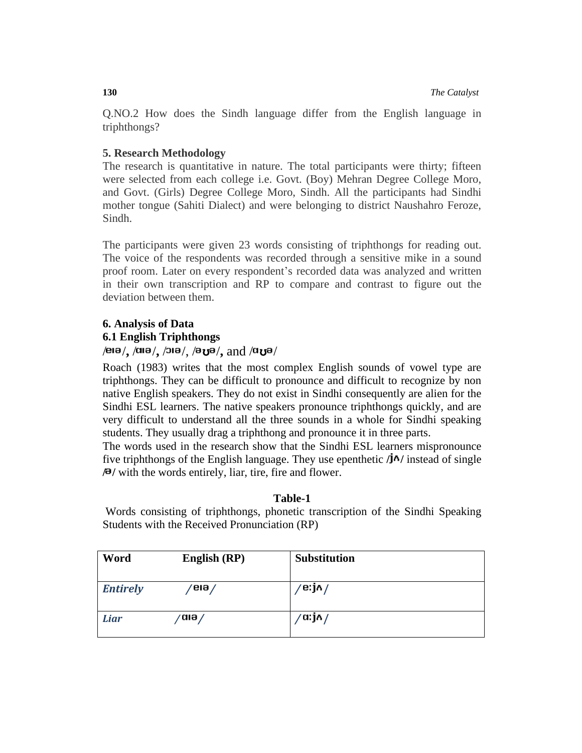Q.NO.2 How does the Sindh language differ from the English language in triphthongs?

### 5. Research Methodology

The research is quantitative in nature. The total participants were thirty; fifteen were selected from each college i.e. Govt. (Boy) Mehran Degree College Moro, and Govt. (Girls) Degree College Moro, Sindh. All the participants had Sindhi mother tongue (Sahiti Dialect) and were belonging to district Naushahro Feroze, Sindh.

The participants were given 23 words consisting of triphthongs for reading out. The voice of the respondents was recorded through a sensitive mike in a sound proof room. Later on every respondent's recorded data was analyzed and written in their own transcription and RP to compare and contrast to figure out the deviation between them.

### 6. Analysis of Data

### 6.1 English Triphthongs

**/eɪə/, /ɑɪə/, /ɔɪə/, /əʊə/,** and **/ɑʊə/**

Roach (1983) writes that the most complex English sounds of vowel type are triphthongs. They can be difficult to pronounce and difficult to recognize by non native English speakers. They do not exist in Sindhi consequently are alien for the Sindhi ESL learners. The native speakers pronounce triphthongs quickly, and are very difficult to understand all the three sounds in a whole for Sindhi speaking students. They usually drag a triphthong and pronounce it in three parts.

The words used in the research show that the Sindhi ESL learners mispronounce five triphthongs of the English language. They use epenthetic **/jʌ/** instead of single **/ə/** with the words entirely, liar, tire, fire and flower.

**Table-1**

Words consisting of triphthongs, phonetic transcription of the Sindhi Speaking Students with the Received Pronunciation (RP)

| Word | English (RP) | Substitution |
|---|---|---|
| *Entirely* | /eɪə/ | /eːjʌ/ |
| *Liar* | /ɑɪə/ | /ɑːjʌ/ |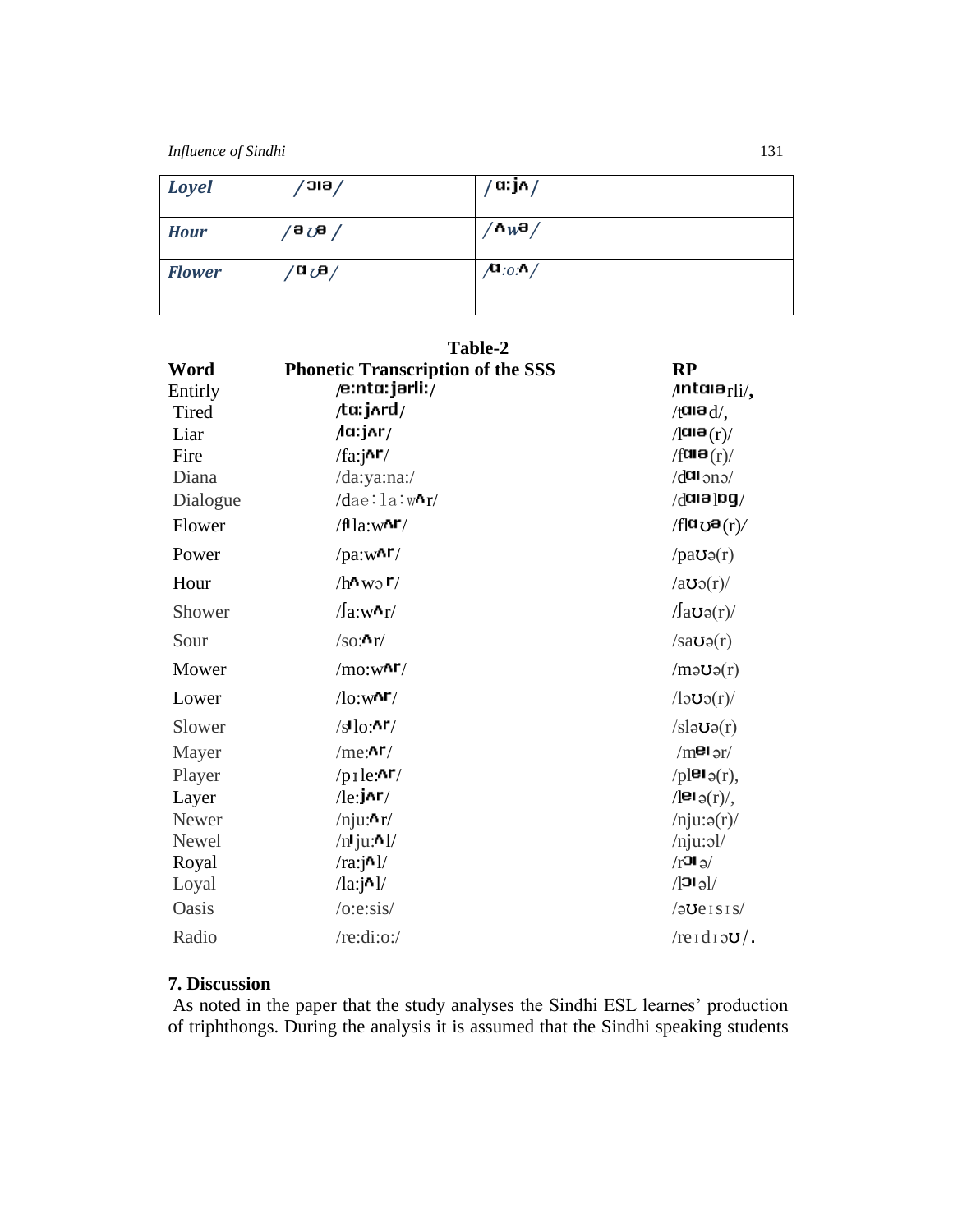| *Loyel* | /ɔɪə/ | /ɑ:jʌ/ |
|---|---|---|
| *Hour* | /aʊə / | /ʌwə/ |
| *Flower* | /ɑʊə/ | /ɑ:o:ʌ/ |

**Table-2**

| Word | Phonetic Transcription of the SSS | RP |
|---|---|---|
| Entirly | /e:ntɑ:jərli:/ | /ɪntɑɪərli/, |
| Tired | /tɑ:jʌrd/ | /tɑɪəd/, |
| Liar | /lɑ:jʌr/ | /lɑɪə(r)/ |
| Fire | /fa:jʌr/ | /fɑɪə(r)/ |
| Diana | /da:ya:na:/ | /dɑɪənə/ |
| Dialogue | /dae:la:wʌr/ | /dɑɪəlɒg/ |
| Flower | /fɪla:wʌr/ | /flɑʊə(r)/ |
| Power | /pa:wʌr/ | /paʊə(r) |
| Hour | /hʌwər/ | /aʊə(r)/ |
| Shower | /ʃa:wʌr/ | /ʃaʊə(r)/ |
| Sour | /so:ʌr/ | /saʊə(r) |
| Mower | /mo:wʌr/ | /məʊə(r) |
| Lower | /lo:wʌr/ | /ləʊə(r)/ |
| Slower | /sɪlo:ʌr/ | /sləʊə(r) |
| Mayer | /me:ʌr/ | /meɪər/ |
| Player | /pɪle:ʌr/ | /pleɪə(r), |
| Layer | /le:jʌr/ | /leɪə(r)/, |
| Newer | /nju:ʌr/ | /nju:ə(r)/ |
| Newel | /nɪju:ʌl/ | /nju:əl/ |
| Royal | /ra:jʌl/ | /rɔɪə/ |
| Loyal | /la:jʌl/ | /lɔɪəl/ |
| Oasis | /o:e:sis/ | /əʊeɪsɪs/ |
| Radio | /re:di:o:/ | /reɪdɪəʊ/. |

## 7. Discussion

As noted in the paper that the study analyses the Sindhi ESL learnes' production of triphthongs. During the analysis it is assumed that the Sindhi speaking students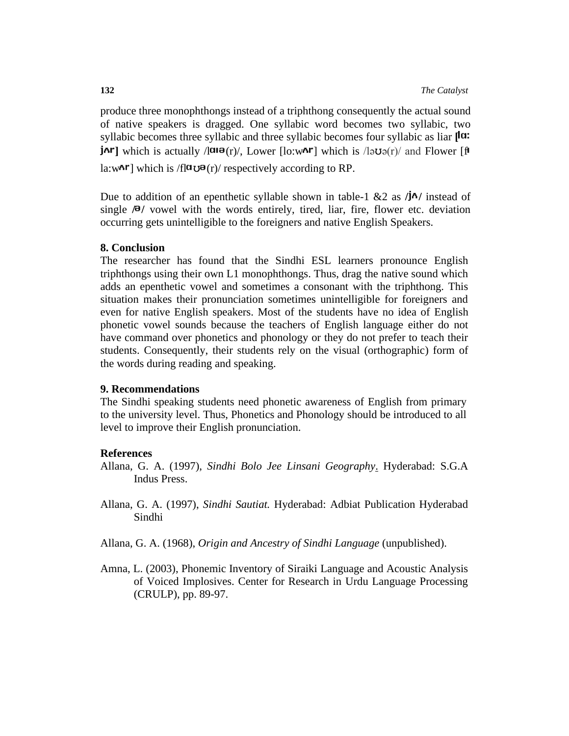produce three monophthongs instead of a triphthong consequently the actual sound of native speakers is dragged. One syllabic word becomes two syllabic, two syllabic becomes three syllabic and three syllabic becomes four syllabic as liar [lɑ: jʌr] which is actually /lɑɪə(r)/, Lower [lo:wʌr] which is /ləʊə(r)/ and Flower [fl a:wʌr] which is /flɑʊə(r)/ respectively according to RP.

Due to addition of an epenthetic syllable shown in table-1 &2 as /jʌ/ instead of single /ə/ vowel with the words entirely, tired, liar, fire, flower etc. deviation occurring gets unintelligible to the foreigners and native English Speakers.

## 8. Conclusion

The researcher has found that the Sindhi ESL learners pronounce English triphthongs using their own L1 monophthongs. Thus, drag the native sound which adds an epenthetic vowel and sometimes a consonant with the triphthong. This situation makes their pronunciation sometimes unintelligible for foreigners and even for native English speakers. Most of the students have no idea of English phonetic vowel sounds because the teachers of English language either do not have command over phonetics and phonology or they do not prefer to teach their students. Consequently, their students rely on the visual (orthographic) form of the words during reading and speaking.

## 9. Recommendations

The Sindhi speaking students need phonetic awareness of English from primary to the university level. Thus, Phonetics and Phonology should be introduced to all level to improve their English pronunciation.

## References

Allana, G. A. (1997), *Sindhi Bolo Jee Linsani Geography*. Hyderabad: S.G.A Indus Press.

Allana, G. A. (1997), *Sindhi Sautiat.* Hyderabad: Adbiat Publication Hyderabad Sindhi

Allana, G. A. (1968), *Origin and Ancestry of Sindhi Language* (unpublished).

Amna, L. (2003), Phonemic Inventory of Siraiki Language and Acoustic Analysis of Voiced Implosives. Center for Research in Urdu Language Processing (CRULP), pp. 89-97.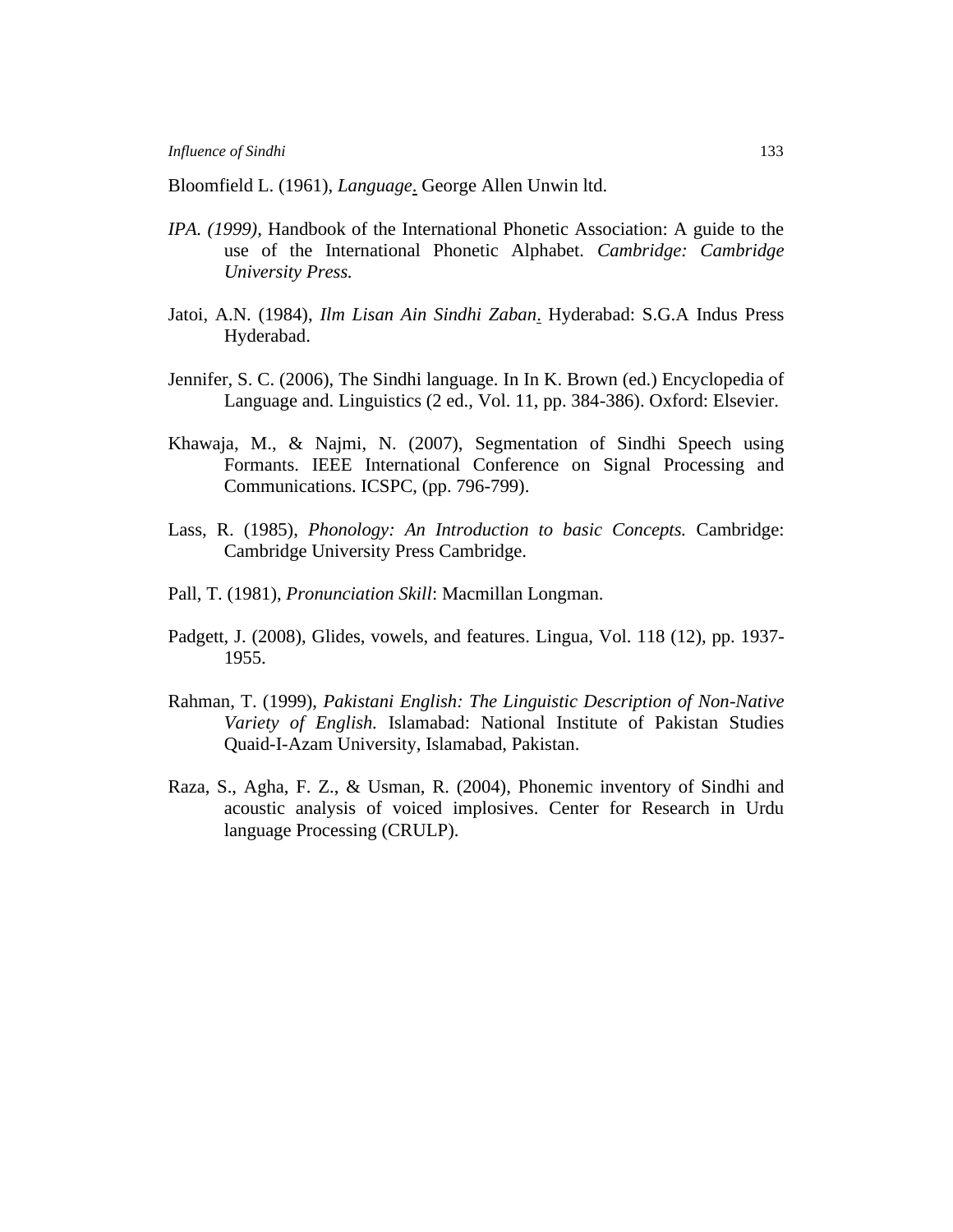Bloomfield L. (1961), *Language*. George Allen Unwin ltd.

*IPA. (1999),* Handbook of the International Phonetic Association: A guide to the use of the International Phonetic Alphabet. *Cambridge: Cambridge University Press.*

Jatoi, A.N. (1984), *Ilm Lisan Ain Sindhi Zaban*. Hyderabad: S.G.A Indus Press Hyderabad.

Jennifer, S. C. (2006), The Sindhi language. In In K. Brown (ed.) Encyclopedia of Language and. Linguistics (2 ed., Vol. 11, pp. 384-386). Oxford: Elsevier.

Khawaja, M., & Najmi, N. (2007), Segmentation of Sindhi Speech using Formants. IEEE International Conference on Signal Processing and Communications. ICSPC, (pp. 796-799).

Lass, R. (1985), *Phonology: An Introduction to basic Concepts.* Cambridge: Cambridge University Press Cambridge.

Pall, T. (1981), *Pronunciation Skill*: Macmillan Longman.

Padgett, J. (2008), Glides, vowels, and features. Lingua, Vol. 118 (12), pp. 1937-1955.

Rahman, T. (1999), *Pakistani English: The Linguistic Description of Non-Native Variety of English.* Islamabad: National Institute of Pakistan Studies Quaid-I-Azam University, Islamabad, Pakistan.

Raza, S., Agha, F. Z., & Usman, R. (2004), Phonemic inventory of Sindhi and acoustic analysis of voiced implosives. Center for Research in Urdu language Processing (CRULP).